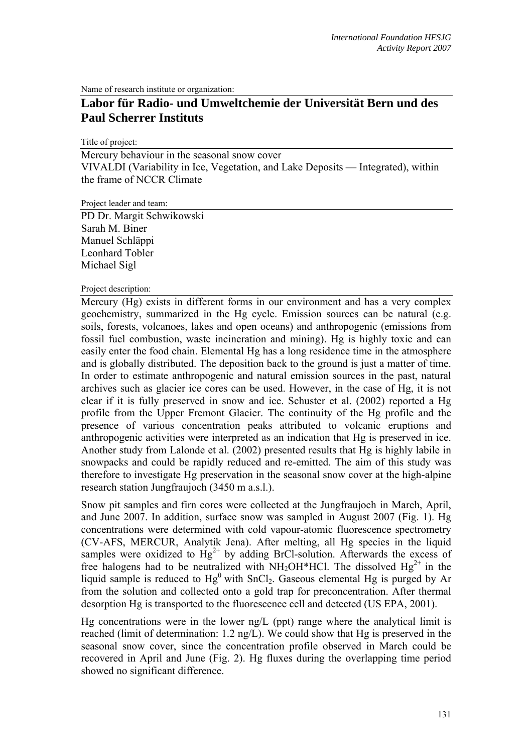Name of research institute or organization:

## Labor für Radio- und Umweltchemie der Universität Bern und des Paul Scherrer Instituts

Title of project:

Mercury behaviour in the seasonal snow cover
VIVALDI (Variability in Ice, Vegetation, and Lake Deposits — Integrated), within the frame of NCCR Climate

Project leader and team:

PD Dr. Margit Schwikowski
Sarah M. Biner
Manuel Schläppi
Leonhard Tobler
Michael Sigl

Project description:

Mercury (Hg) exists in different forms in our environment and has a very complex geochemistry, summarized in the Hg cycle. Emission sources can be natural (e.g. soils, forests, volcanoes, lakes and open oceans) and anthropogenic (emissions from fossil fuel combustion, waste incineration and mining). Hg is highly toxic and can easily enter the food chain. Elemental Hg has a long residence time in the atmosphere and is globally distributed. The deposition back to the ground is just a matter of time. In order to estimate anthropogenic and natural emission sources in the past, natural archives such as glacier ice cores can be used. However, in the case of Hg, it is not clear if it is fully preserved in snow and ice. Schuster et al. (2002) reported a Hg profile from the Upper Fremont Glacier. The continuity of the Hg profile and the presence of various concentration peaks attributed to volcanic eruptions and anthropogenic activities were interpreted as an indication that Hg is preserved in ice. Another study from Lalonde et al. (2002) presented results that Hg is highly labile in snowpacks and could be rapidly reduced and re-emitted. The aim of this study was therefore to investigate Hg preservation in the seasonal snow cover at the high-alpine research station Jungfraujoch (3450 m a.s.l.).

Snow pit samples and firn cores were collected at the Jungfraujoch in March, April, and June 2007. In addition, surface snow was sampled in August 2007 (Fig. 1). Hg concentrations were determined with cold vapour-atomic fluorescence spectrometry (CV-AFS, MERCUR, Analytik Jena). After melting, all Hg species in the liquid samples were oxidized to $Hg^{2+}$ by adding BrCl-solution. Afterwards the excess of free halogens had to be neutralized with $NH_2OH*HCl$. The dissolved $Hg^{2+}$ in the liquid sample is reduced to $Hg^0$ with $SnCl_2$. Gaseous elemental Hg is purged by Ar from the solution and collected onto a gold trap for preconcentration. After thermal desorption Hg is transported to the fluorescence cell and detected (US EPA, 2001).

Hg concentrations were in the lower ng/L (ppt) range where the analytical limit is reached (limit of determination: 1.2 ng/L). We could show that Hg is preserved in the seasonal snow cover, since the concentration profile observed in March could be recovered in April and June (Fig. 2). Hg fluxes during the overlapping time period showed no significant difference.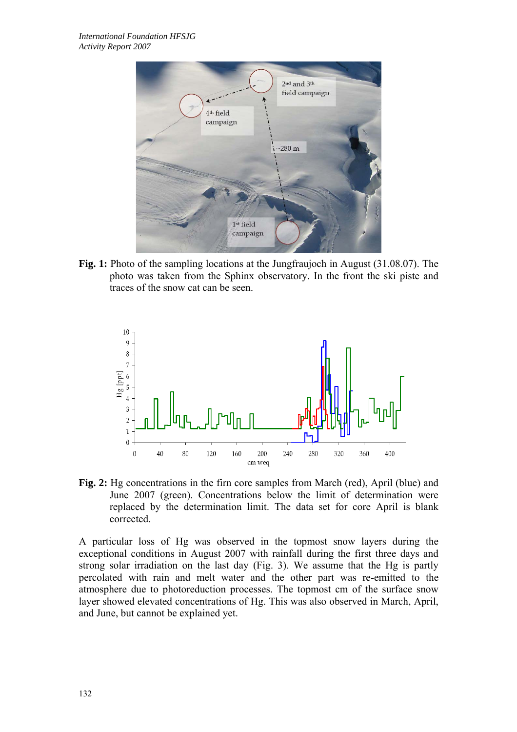2nd and 3th field campaign

4th field campaign

~280 m

1st field campaign

**Fig. 1:** Photo of the sampling locations at the Jungfraujoch in August (31.08.07). The photo was taken from the Sphinx observatory. In the front the ski piste and traces of the snow cat can be seen.

Hg [ppt]

10
9
8
7
6
5
4
3
2
1
0

0 40 80 120 160 200 240 280 320 360 400

cm weq

**Fig. 2:** Hg concentrations in the firn core samples from March (red), April (blue) and June 2007 (green). Concentrations below the limit of determination were replaced by the determination limit. The data set for core April is blank corrected.

A particular loss of Hg was observed in the topmost snow layers during the exceptional conditions in August 2007 with rainfall during the first three days and strong solar irradiation on the last day (Fig. 3). We assume that the Hg is partly percolated with rain and melt water and the other part was re-emitted to the atmosphere due to photoreduction processes. The topmost cm of the surface snow layer showed elevated concentrations of Hg. This was also observed in March, April, and June, but cannot be explained yet.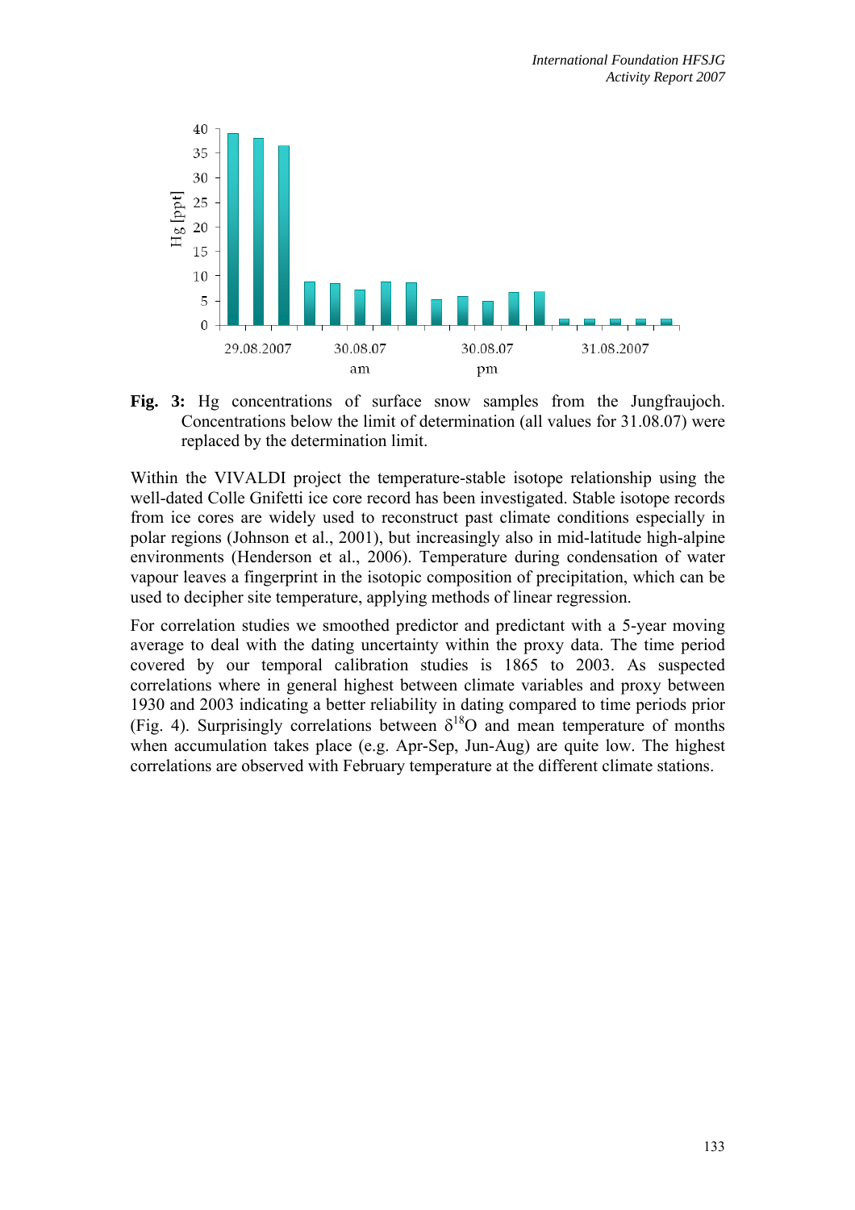40
35
30
25
20
15
10
5
0

Hg [ppt]

29.08.2007
30.08.07
am
30.08.07
pm
31.08.2007

**Fig. 3:** Hg concentrations of surface snow samples from the Jungfraujoch. Concentrations below the limit of determination (all values for 31.08.07) were replaced by the determination limit.

Within the VIVALDI project the temperature-stable isotope relationship using the well-dated Colle Gnifetti ice core record has been investigated. Stable isotope records from ice cores are widely used to reconstruct past climate conditions especially in polar regions (Johnson et al., 2001), but increasingly also in mid-latitude high-alpine environments (Henderson et al., 2006). Temperature during condensation of water vapour leaves a fingerprint in the isotopic composition of precipitation, which can be used to decipher site temperature, applying methods of linear regression.

For correlation studies we smoothed predictor and predictant with a 5-year moving average to deal with the dating uncertainty within the proxy data. The time period covered by our temporal calibration studies is 1865 to 2003. As suspected correlations where in general highest between climate variables and proxy between 1930 and 2003 indicating a better reliability in dating compared to time periods prior (Fig. 4). Surprisingly correlations between $\delta^{18}O$ and mean temperature of months when accumulation takes place (e.g. Apr-Sep, Jun-Aug) are quite low. The highest correlations are observed with February temperature at the different climate stations.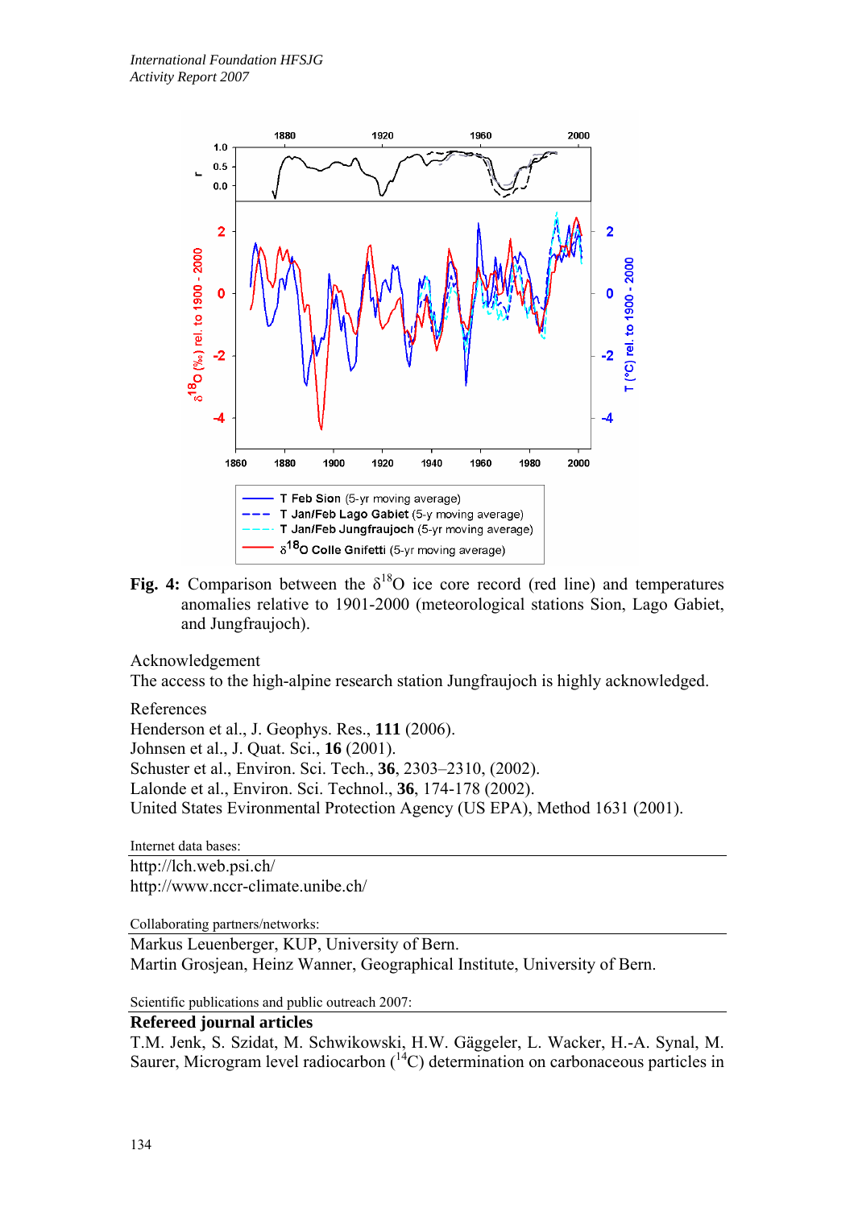**Fig. 4:** Comparison between the $\delta^{18}O$ ice core record (red line) and temperatures anomalies relative to 1901-2000 (meteorological stations Sion, Lago Gabiet, and Jungfraujoch).

Acknowledgement

The access to the high-alpine research station Jungfraujoch is highly acknowledged.

References

Henderson et al., J. Geophys. Res., **111** (2006).
Johnsen et al., J. Quat. Sci., **16** (2001).
Schuster et al., Environ. Sci. Tech., **36**, 2303–2310, (2002).
Lalonde et al., Environ. Sci. Technol., **36**, 174-178 (2002).
United States Evironmental Protection Agency (US EPA), Method 1631 (2001).

Internet data bases:

http://lch.web.psi.ch/
http://www.nccr-climate.unibe.ch/

Collaborating partners/networks:

Markus Leuenberger, KUP, University of Bern.
Martin Grosjean, Heinz Wanner, Geographical Institute, University of Bern.

Scientific publications and public outreach 2007:

**Refereed journal articles**

T.M. Jenk, S. Szidat, M. Schwikowski, H.W. Gäggeler, L. Wacker, H.-A. Synal, M. Saurer, Microgram level radiocarbon ($^{14}C$) determination on carbonaceous particles in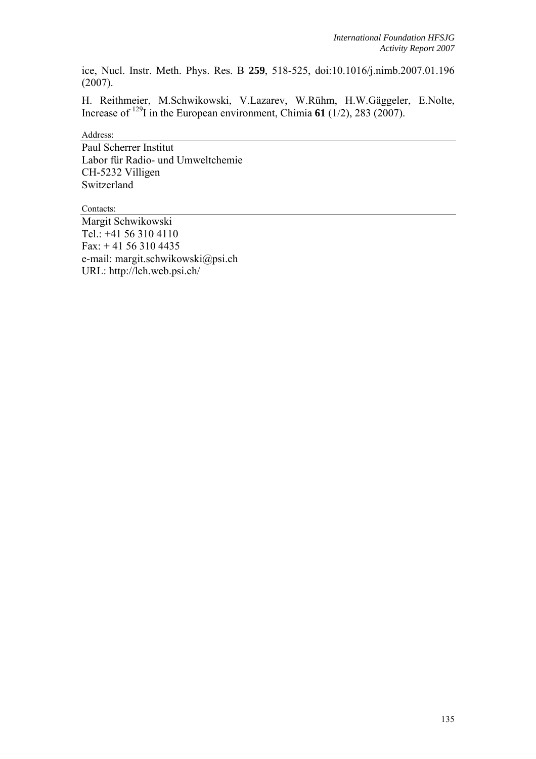ice, Nucl. Instr. Meth. Phys. Res. B **259**, 518-525, doi:10.1016/j.nimb.2007.01.196 (2007).

H. Reithmeier, M.Schwikowski, V.Lazarev, W.Rühm, H.W.Gäggeler, E.Nolte, Increase of $^{129}$I in the European environment, Chimia **61** (1/2), 283 (2007).

Address:

Paul Scherrer Institut
Labor für Radio- und Umweltchemie
CH-5232 Villigen
Switzerland

Contacts:

Margit Schwikowski
Tel.: +41 56 310 4110
Fax: + 41 56 310 4435
e-mail: margit.schwikowski@psi.ch
URL: http://lch.web.psi.ch/